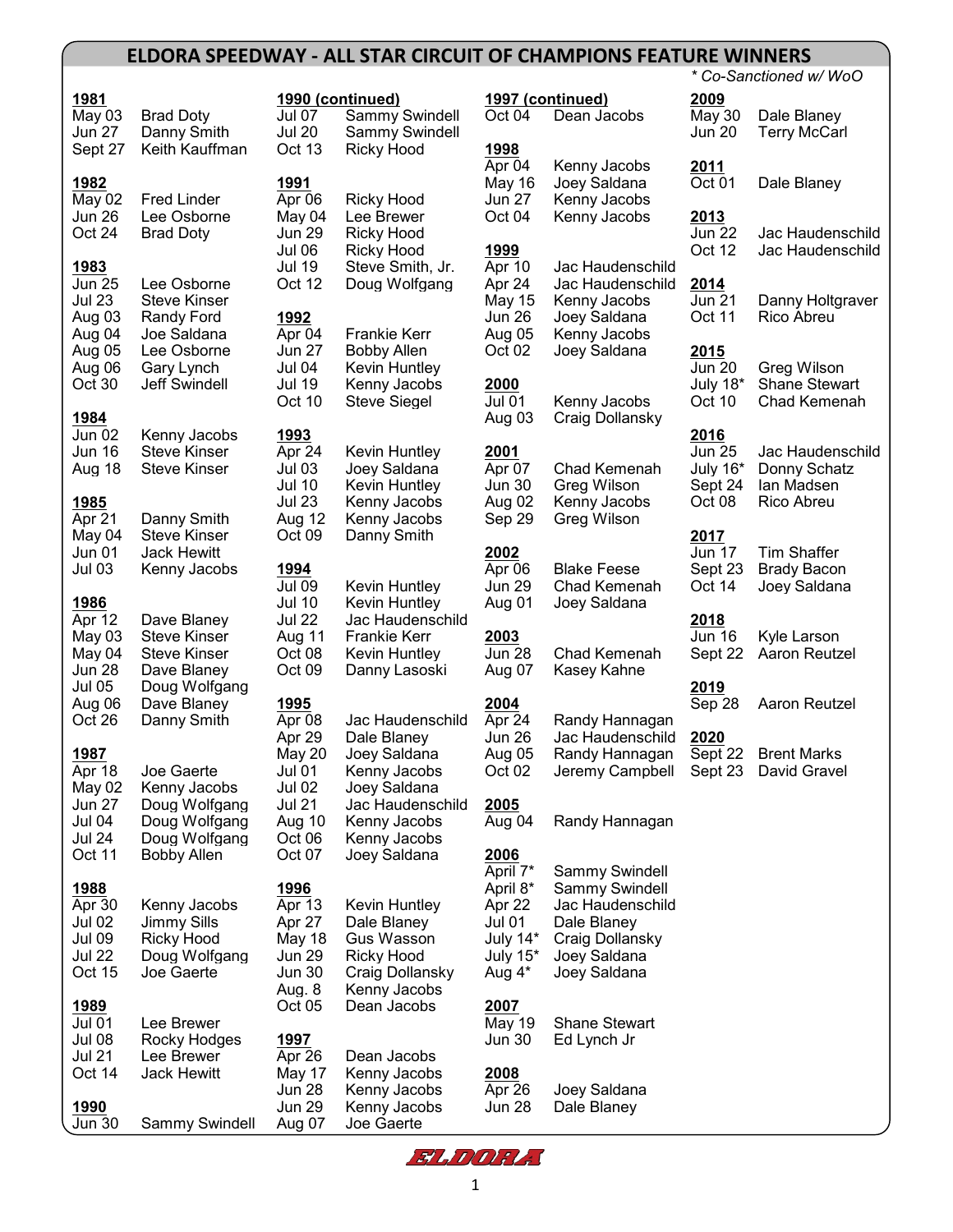# ELDORA SPEEDWAY - ALL STAR CIRCUIT OF CHAMPIONS FEATURE WINNERS

*\* Co-Sanctioned w/ WoO*

**1981**
May 03 Brad Doty
Jun 27 Danny Smith
Sept 27 Keith Kauffman

**1982**
May 02 Fred Linder
Jun 26 Lee Osborne
Oct 24 Brad Doty

**1983**
Jun 25 Lee Osborne
Jul 23 Steve Kinser
Aug 03 Randy Ford
Aug 04 Joe Saldana
Aug 05 Lee Osborne
Aug 06 Gary Lynch
Oct 30 Jeff Swindell

**1984**
Jun 02 Kenny Jacobs
Jun 16 Steve Kinser
Aug 18 Steve Kinser

**1985**
Apr 21 Danny Smith
May 04 Steve Kinser
Jun 01 Jack Hewitt
Jul 03 Kenny Jacobs

**1986**
Apr 12 Dave Blaney
May 03 Steve Kinser
May 04 Steve Kinser
Jun 28 Dave Blaney
Jul 05 Doug Wolfgang
Aug 06 Dave Blaney
Oct 26 Danny Smith

**1987**
Apr 18 Joe Gaerte
May 02 Kenny Jacobs
Jun 27 Doug Wolfgang
Jul 04 Doug Wolfgang
Jul 24 Doug Wolfgang
Oct 11 Bobby Allen

**1988**
Apr 30 Kenny Jacobs
Jul 02 Jimmy Sills
Jul 09 Ricky Hood
Jul 22 Doug Wolfgang
Oct 15 Joe Gaerte

**1989**
Jul 01 Lee Brewer
Jul 08 Rocky Hodges
Jul 21 Lee Brewer
Oct 14 Jack Hewitt

**1990**
Jun 30 Sammy Swindell

**1990 (continued)**
Jul 07 Sammy Swindell
Jul 20 Sammy Swindell
Oct 13 Ricky Hood

**1991**
Apr 06 Ricky Hood
May 04 Lee Brewer
Jun 29 Ricky Hood
Jul 06 Ricky Hood
Jul 19 Steve Smith, Jr.
Oct 12 Doug Wolfgang

**1992**
Apr 04 Frankie Kerr
Jun 27 Bobby Allen
Jul 04 Kevin Huntley
Jul 19 Kenny Jacobs
Oct 10 Steve Siegel

**1993**
Apr 24 Kevin Huntley
Jul 03 Joey Saldana
Jul 10 Kevin Huntley
Jul 23 Kenny Jacobs
Aug 12 Kenny Jacobs
Oct 09 Danny Smith

**1994**
Jul 09 Kevin Huntley
Jul 10 Kevin Huntley
Jul 22 Jac Haudenschild
Aug 11 Frankie Kerr
Oct 08 Kevin Huntley
Oct 09 Danny Lasoski

**1995**
Apr 08 Jac Haudenschild
Apr 29 Dale Blaney
May 20 Joey Saldana
Jul 01 Kenny Jacobs
Jul 02 Joey Saldana
Jul 21 Jac Haudenschild
Aug 10 Kenny Jacobs
Oct 06 Kenny Jacobs
Oct 07 Joey Saldana

**1996**
Apr 13 Kevin Huntley
Apr 27 Dale Blaney
May 18 Gus Wasson
Jun 29 Ricky Hood
Jun 30 Craig Dollansky
Aug. 8 Kenny Jacobs
Oct 05 Dean Jacobs

**1997**
Apr 26 Dean Jacobs
May 17 Kenny Jacobs
Jun 28 Kenny Jacobs
Jun 29 Kenny Jacobs
Aug 07 Joe Gaerte

**1997 (continued)**
Oct 04 Dean Jacobs

**1998**
Apr 04 Kenny Jacobs
May 16 Joey Saldana
Jun 27 Kenny Jacobs
Oct 04 Kenny Jacobs

**1999**
Apr 10 Jac Haudenschild
Apr 24 Jac Haudenschild
May 15 Kenny Jacobs
Jun 26 Joey Saldana
Aug 05 Kenny Jacobs
Oct 02 Joey Saldana

**2000**
Jul 01 Kenny Jacobs
Aug 03 Craig Dollansky

**2001**
Apr 07 Chad Kemenah
Jun 30 Greg Wilson
Aug 02 Kenny Jacobs
Sep 29 Greg Wilson

**2002**
Apr 06 Blake Feese
Jun 29 Chad Kemenah
Aug 01 Joey Saldana

**2003**
Jun 28 Chad Kemenah
Aug 07 Kasey Kahne

**2004**
Apr 24 Randy Hannagan
Jun 26 Jac Haudenschild
Aug 05 Randy Hannagan
Oct 02 Jeremy Campbell

**2005**
Aug 04 Randy Hannagan

**2006**
April 7* Sammy Swindell
April 8* Sammy Swindell
Apr 22 Jac Haudenschild
Jul 01 Dale Blaney
July 14* Craig Dollansky
July 15* Joey Saldana
Aug 4* Joey Saldana

**2007**
May 19 Shane Stewart
Jun 30 Ed Lynch Jr

**2008**
Apr 26 Joey Saldana
Jun 28 Dale Blaney

**2009**
May 30 Dale Blaney
Jun 20 Terry McCarl

**2011**
Oct 01 Dale Blaney

**2013**
Jun 22 Jac Haudenschild
Oct 12 Jac Haudenschild

**2014**
Jun 21 Danny Holtgraver
Oct 11 Rico Abreu

**2015**
Jun 20 Greg Wilson
July 18* Shane Stewart
Oct 10 Chad Kemenah

**2016**
Jun 25 Jac Haudenschild
July 16* Donny Schatz
Sept 24 Ian Madsen
Oct 08 Rico Abreu

**2017**
Jun 17 Tim Shaffer
Sept 23 Brady Bacon
Oct 14 Joey Saldana

**2018**
Jun 16 Kyle Larson
Sept 22 Aaron Reutzel

**2019**
Sep 28 Aaron Reutzel

**2020**
Sept 22 Brent Marks
Sept 23 David Gravel

ELDORA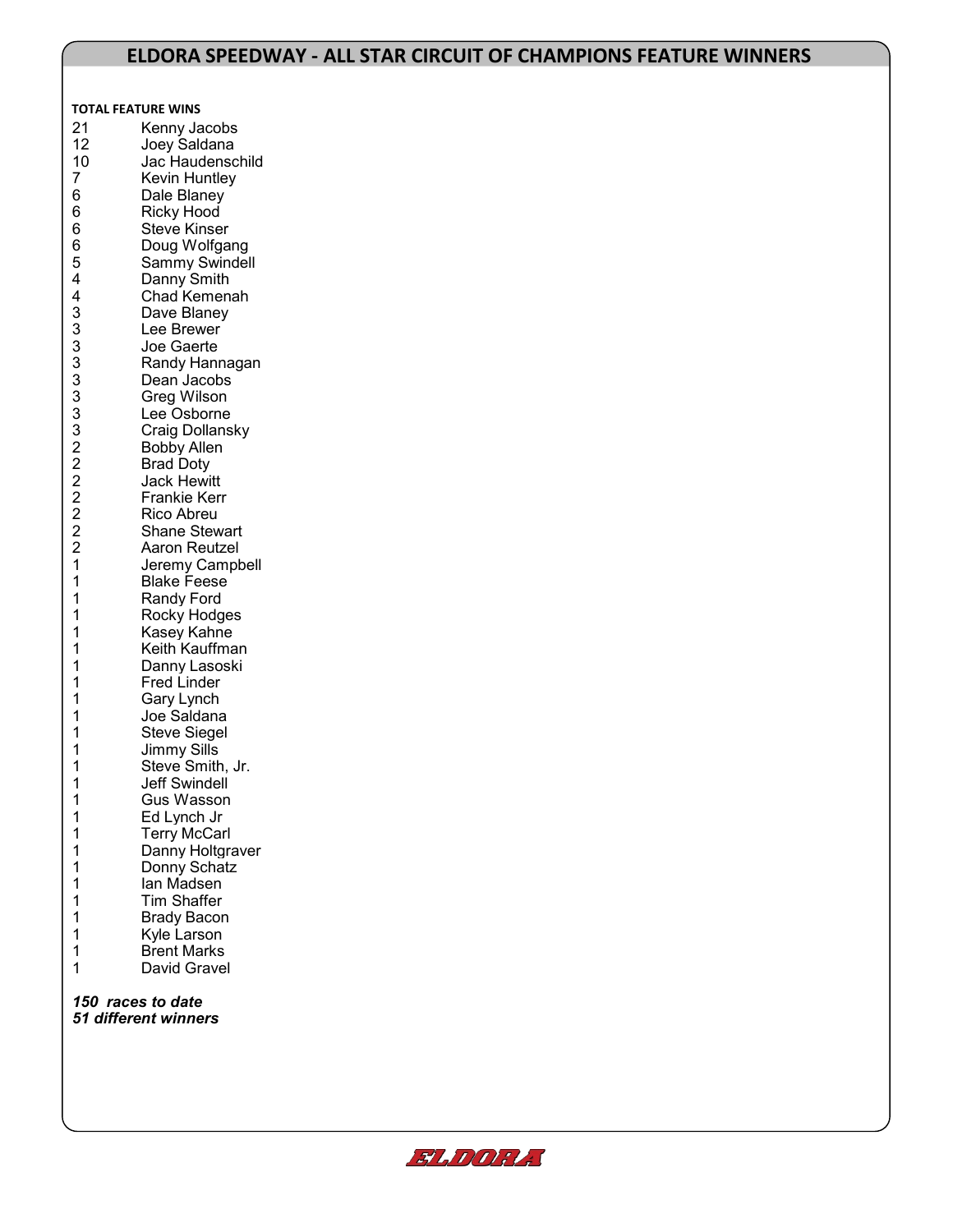## ELDORA SPEEDWAY - ALL STAR CIRCUIT OF CHAMPIONS FEATURE WINNERS

**TOTAL FEATURE WINS**

| | |
|---|---|
| 21 | Kenny Jacobs |
| 12 | Joey Saldana |
| 10 | Jac Haudenschild |
| 7 | Kevin Huntley |
| 6 | Dale Blaney |
| 6 | Ricky Hood |
| 6 | Steve Kinser |
| 6 | Doug Wolfgang |
| 5 | Sammy Swindell |
| 4 | Danny Smith |
| 4 | Chad Kemenah |
| 3 | Dave Blaney |
| 3 | Lee Brewer |
| 3 | Joe Gaerte |
| 3 | Randy Hannagan |
| 3 | Dean Jacobs |
| 3 | Greg Wilson |
| 3 | Lee Osborne |
| 3 | Craig Dollansky |
| 2 | Bobby Allen |
| 2 | Brad Doty |
| 2 | Jack Hewitt |
| 2 | Frankie Kerr |
| 2 | Rico Abreu |
| 2 | Shane Stewart |
| 2 | Aaron Reutzel |
| 1 | Jeremy Campbell |
| 1 | Blake Feese |
| 1 | Randy Ford |
| 1 | Rocky Hodges |
| 1 | Kasey Kahne |
| 1 | Keith Kauffman |
| 1 | Danny Lasoski |
| 1 | Fred Linder |
| 1 | Gary Lynch |
| 1 | Joe Saldana |
| 1 | Steve Siegel |
| 1 | Jimmy Sills |
| 1 | Steve Smith, Jr. |
| 1 | Jeff Swindell |
| 1 | Gus Wasson |
| 1 | Ed Lynch Jr |
| 1 | Terry McCarl |
| 1 | Danny Holtgraver |
| 1 | Donny Schatz |
| 1 | Ian Madsen |
| 1 | Tim Shaffer |
| 1 | Brady Bacon |
| 1 | Kyle Larson |
| 1 | Brent Marks |
| 1 | David Gravel |

***150 races to date***
***51 different winners***